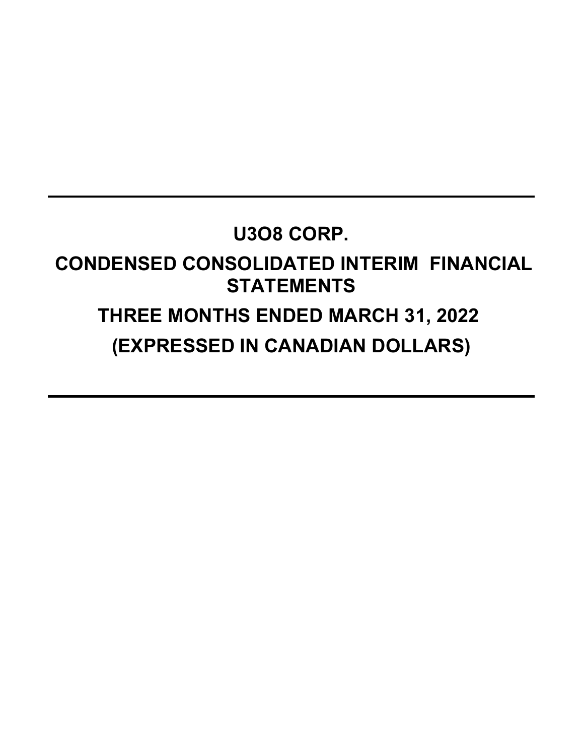# U3O8 CORP.

# CONDENSED CONSOLIDATED INTERIM FINANCIAL STATEMENTS

# THREE MONTHS ENDED MARCH 31, 2022

# (EXPRESSED IN CANADIAN DOLLARS)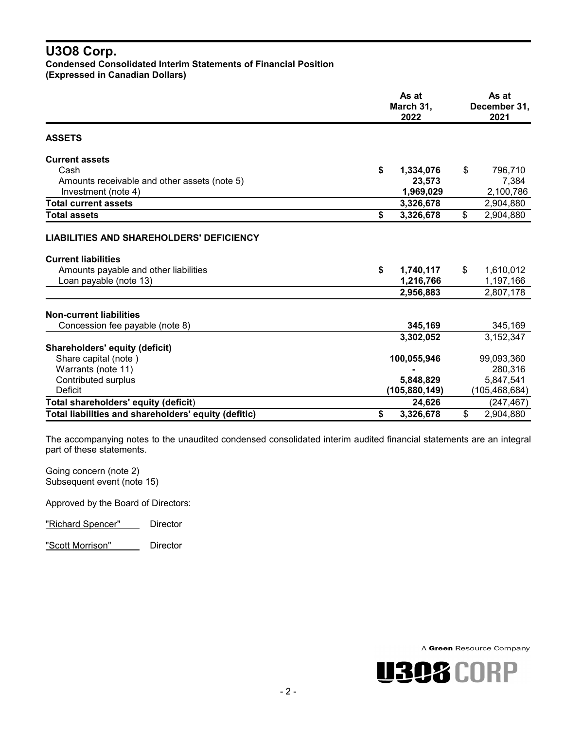# U3O8 Corp.

**Condensed Consolidated Interim Statements of Financial Position**
**(Expressed in Canadian Dollars)**

| | As at March 31, 2022 | As at December 31, 2021 |
|---|---|---|
| **ASSETS** | | |
| **Current assets** | | |
| Cash | **$ 1,334,076** | $ 796,710 |
| Amounts receivable and other assets (note 5) | **23,573** | 7,384 |
| Investment (note 4) | **1,969,029** | 2,100,786 |
| **Total current assets** | **3,326,678** | 2,904,880 |
| **Total assets** | **$ 3,326,678** | $ 2,904,880 |
| **LIABILITIES AND SHAREHOLDERS' DEFICIENCY** | | |
| **Current liabilities** | | |
| Amounts payable and other liabilities | **$ 1,740,117** | $ 1,610,012 |
| Loan payable (note 13) | **1,216,766** | 1,197,166 |
| | **2,956,883** | 2,807,178 |
| **Non-current liabilities** | | |
| Concession fee payable (note 8) | **345,169** | 345,169 |
| | **3,302,052** | 3,152,347 |
| **Shareholders' equity (deficit)** | | |
| Share capital (note ) | **100,055,946** | 99,093,360 |
| Warrants (note 11) | **-** | 280,316 |
| Contributed surplus | **5,848,829** | 5,847,541 |
| Deficit | **(105,880,149)** | (105,468,684) |
| **Total shareholders' equity (deficit)** | **24,626** | (247,467) |
| **Total liabilities and shareholders' equity (defitic)** | **$ 3,326,678** | $ 2,904,880 |

The accompanying notes to the unaudited condensed consolidated interim audited financial statements are an integral part of these statements.

Going concern (note 2)
Subsequent event (note 15)

Approved by the Board of Directors:

"Richard Spencer" Director

"Scott Morrison" Director

A **Green** Resource Company

U3O8 CORP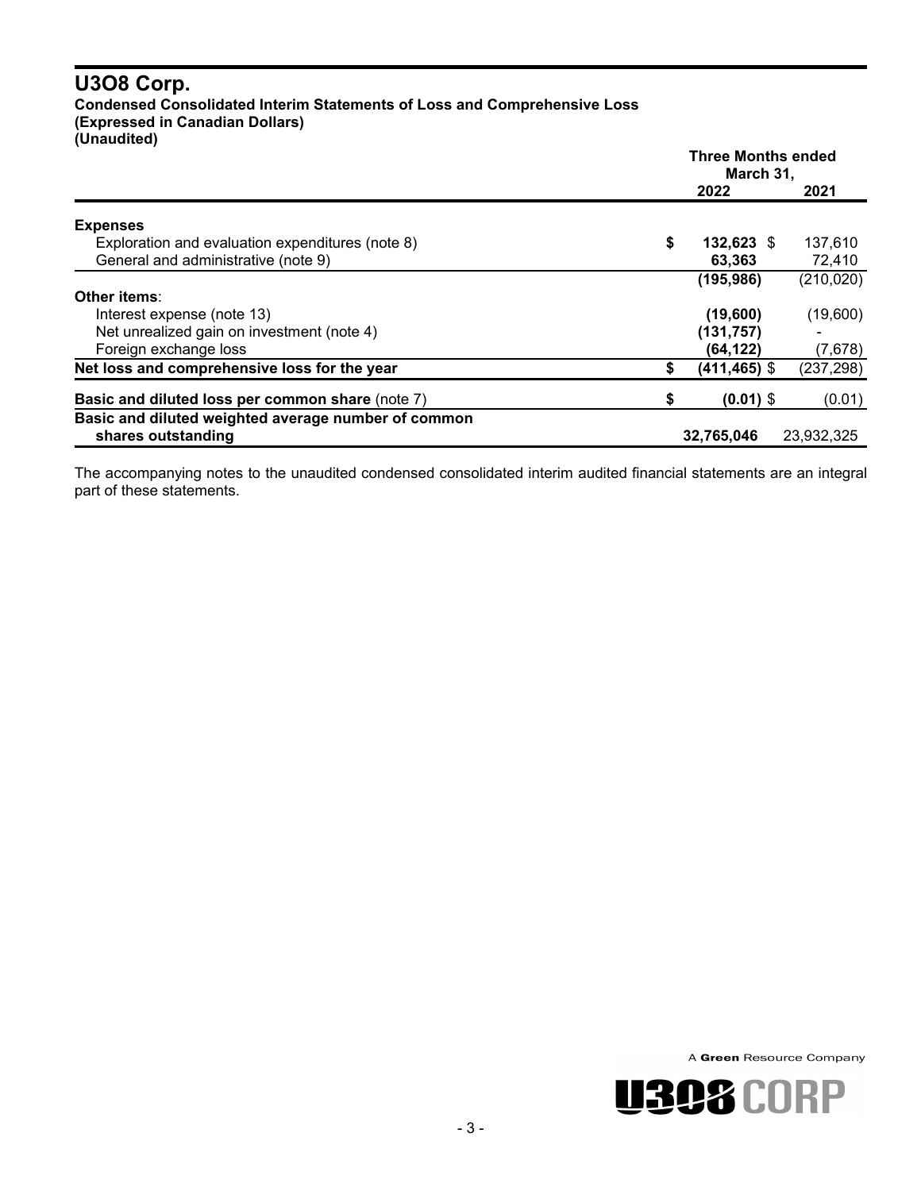# U3O8 Corp.

**Condensed Consolidated Interim Statements of Loss and Comprehensive Loss**
**(Expressed in Canadian Dollars)**
**(Unaudited)**

| | Three Months ended March 31, | |
|---|---|---|
| | **2022** | **2021** |
| **Expenses** | | |
| Exploration and evaluation expenditures (note 8) | $ **132,623** | $ 137,610 |
| General and administrative (note 9) | **63,363** | 72,410 |
| | **(195,986)** | (210,020) |
| **Other items**: | | |
| Interest expense (note 13) | **(19,600)** | (19,600) |
| Net unrealized gain on investment (note 4) | **(131,757)** | - |
| Foreign exchange loss | **(64,122)** | (7,678) |
| **Net loss and comprehensive loss for the year** | $ **(411,465)** | $ (237,298) |
| **Basic and diluted loss per common share** (note 7) | $ **(0.01)** | $ (0.01) |
| **Basic and diluted weighted average number of common shares outstanding** | **32,765,046** | 23,932,325 |

The accompanying notes to the unaudited condensed consolidated interim audited financial statements are an integral part of these statements.

A **Green** Resource Company

U3O8 CORP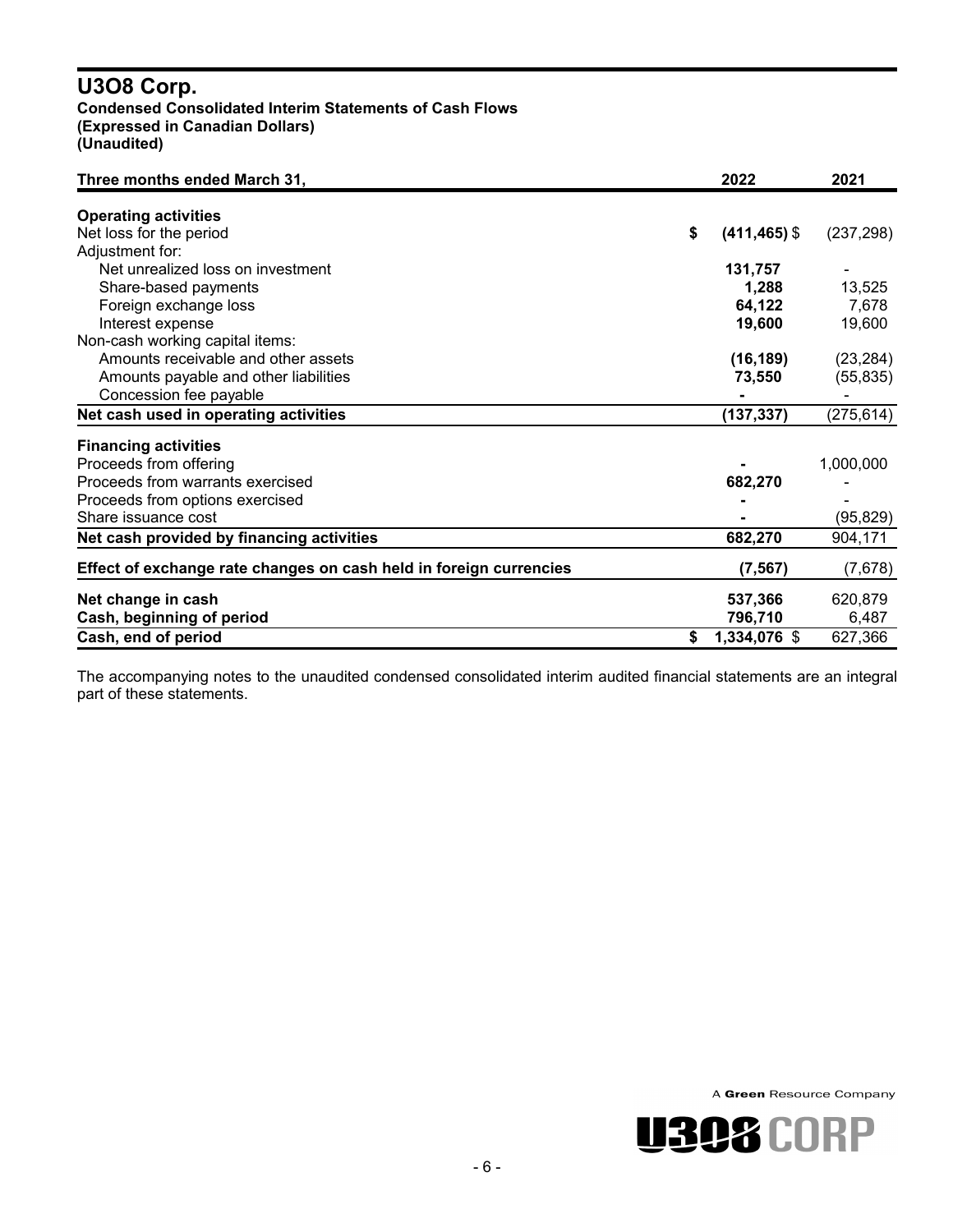# U3O8 Corp.

**Condensed Consolidated Interim Statements of Cash Flows**
**(Expressed in Canadian Dollars)**
**(Unaudited)**

| Three months ended March 31, | 2022 | 2021 |
|---|---|---|
| **Operating activities** | | |
| Net loss for the period | **$ (411,465)** | $ (237,298) |
| Adjustment for: | | |
| Net unrealized loss on investment | **131,757** | - |
| Share-based payments | **1,288** | 13,525 |
| Foreign exchange loss | **64,122** | 7,678 |
| Interest expense | **19,600** | 19,600 |
| Non-cash working capital items: | | |
| Amounts receivable and other assets | **(16,189)** | (23,284) |
| Amounts payable and other liabilities | **73,550** | (55,835) |
| Concession fee payable | **-** | - |
| **Net cash used in operating activities** | **(137,337)** | (275,614) |
| **Financing activities** | | |
| Proceeds from offering | **-** | 1,000,000 |
| Proceeds from warrants exercised | **682,270** | - |
| Proceeds from options exercised | **-** | - |
| Share issuance cost | **-** | (95,829) |
| **Net cash provided by financing activities** | **682,270** | 904,171 |
| **Effect of exchange rate changes on cash held in foreign currencies** | **(7,567)** | (7,678) |
| **Net change in cash** | **537,366** | 620,879 |
| **Cash, beginning of period** | **796,710** | 6,487 |
| **Cash, end of period** | **$ 1,334,076** | $ 627,366 |

The accompanying notes to the unaudited condensed consolidated interim audited financial statements are an integral part of these statements.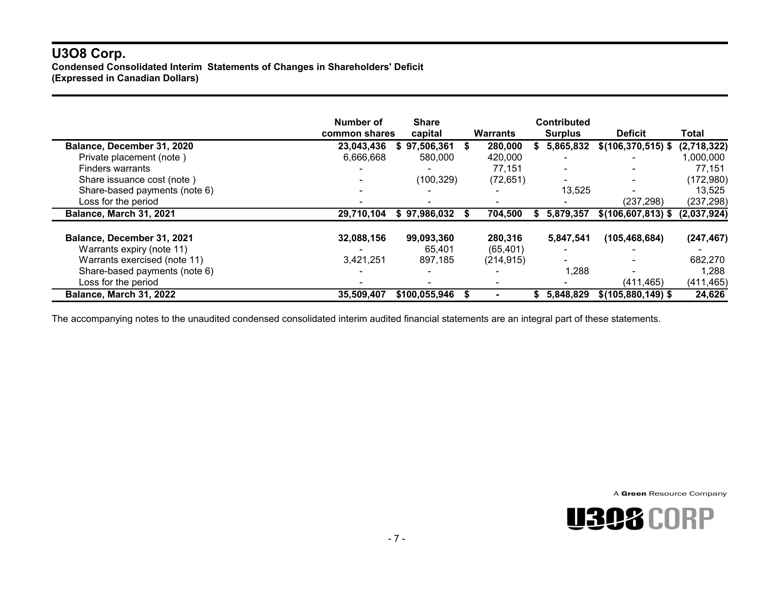# U3O8 Corp.

**Condensed Consolidated Interim Statements of Changes in Shareholders' Deficit**
**(Expressed in Canadian Dollars)**

| | Number of common shares | Share capital | Warrants | Contributed Surplus | Deficit | Total |
|---|---|---|---|---|---|---|
| **Balance, December 31, 2020** | **23,043,436** | **$ 97,506,361** | **$ 280,000** | **$ 5,865,832** | **$(106,370,515)** | **$ (2,718,322)** |
| Private placement (note ) | 6,666,668 | 580,000 | 420,000 | - | - | 1,000,000 |
| Finders warrants | - | - | 77,151 | - | - | 77,151 |
| Share issuance cost (note ) | - | (100,329) | (72,651) | - | - | (172,980) |
| Share-based payments (note 6) | - | - | - | 13,525 | - | 13,525 |
| Loss for the period | - | - | - | - | (237,298) | (237,298) |
| **Balance, March 31, 2021** | **29,710,104** | **$ 97,986,032** | **$ 704,500** | **$ 5,879,357** | **$(106,607,813)** | **$ (2,037,924)** |
| | | | | | | |
| **Balance, December 31, 2021** | **32,088,156** | **99,093,360** | **280,316** | **5,847,541** | **(105,468,684)** | **(247,467)** |
| Warrants expiry (note 11) | - | 65,401 | (65,401) | - | - | - |
| Warrants exercised (note 11) | 3,421,251 | 897,185 | (214,915) | - | - | 682,270 |
| Share-based payments (note 6) | - | - | - | 1,288 | - | 1,288 |
| Loss for the period | - | - | - | - | (411,465) | (411,465) |
| **Balance, March 31, 2022** | **35,509,407** | **$100,055,946** | **$ -** | **$ 5,848,829** | **$(105,880,149)** | **$ 24,626** |

The accompanying notes to the unaudited condensed consolidated interim audited financial statements are an integral part of these statements.

A **Green** Resource Company

U3O8 CORP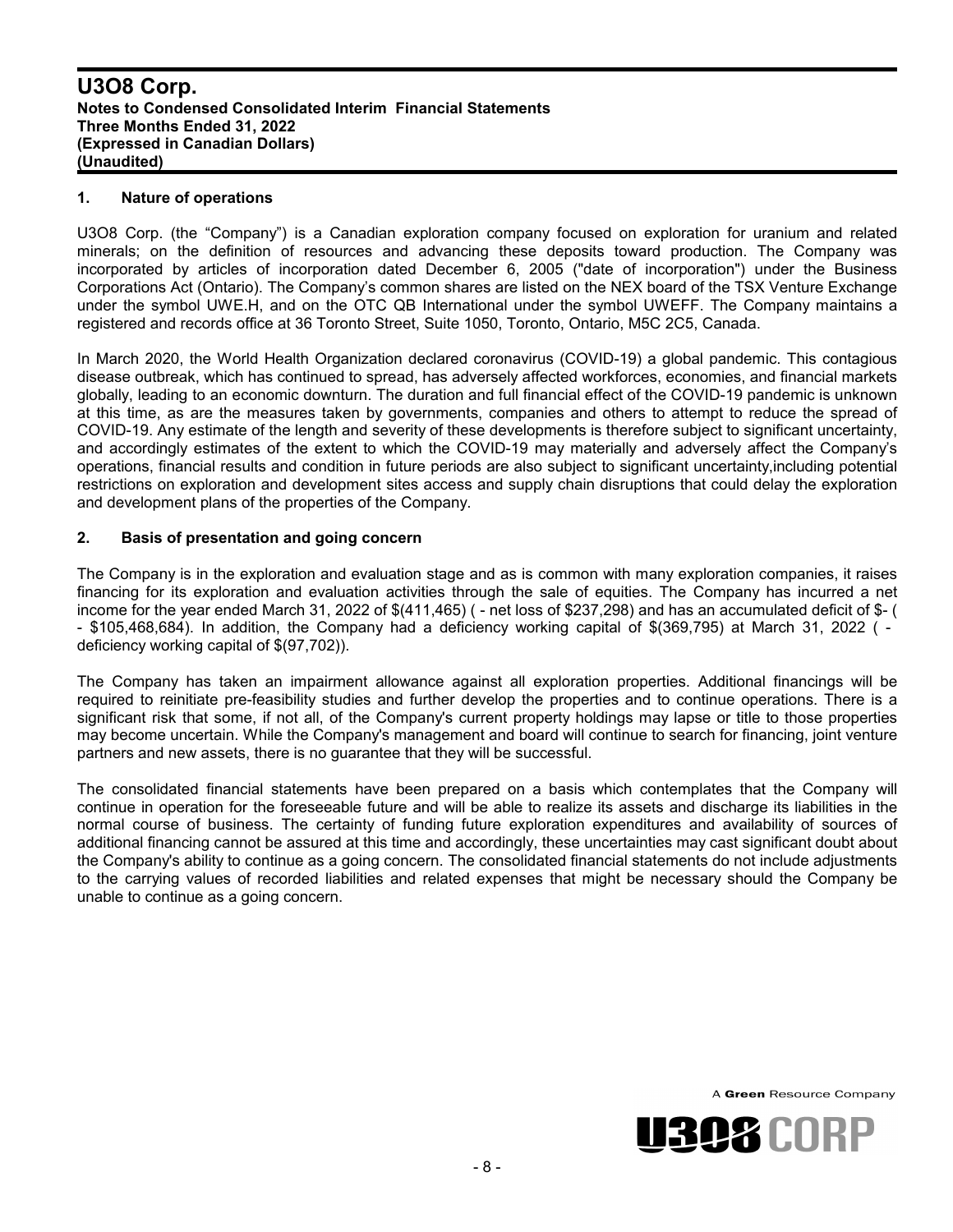# U3O8 Corp.

**Notes to Condensed Consolidated Interim Financial Statements**
**Three Months Ended 31, 2022**
**(Expressed in Canadian Dollars)**
**(Unaudited)**

## 1. Nature of operations

U3O8 Corp. (the "Company") is a Canadian exploration company focused on exploration for uranium and related minerals; on the definition of resources and advancing these deposits toward production. The Company was incorporated by articles of incorporation dated December 6, 2005 ("date of incorporation") under the Business Corporations Act (Ontario). The Company's common shares are listed on the NEX board of the TSX Venture Exchange under the symbol UWE.H, and on the OTC QB International under the symbol UWEFF. The Company maintains a registered and records office at 36 Toronto Street, Suite 1050, Toronto, Ontario, M5C 2C5, Canada.

In March 2020, the World Health Organization declared coronavirus (COVID-19) a global pandemic. This contagious disease outbreak, which has continued to spread, has adversely affected workforces, economies, and financial markets globally, leading to an economic downturn. The duration and full financial effect of the COVID-19 pandemic is unknown at this time, as are the measures taken by governments, companies and others to attempt to reduce the spread of COVID-19. Any estimate of the length and severity of these developments is therefore subject to significant uncertainty, and accordingly estimates of the extent to which the COVID-19 may materially and adversely affect the Company's operations, financial results and condition in future periods are also subject to significant uncertainty,including potential restrictions on exploration and development sites access and supply chain disruptions that could delay the exploration and development plans of the properties of the Company.

## 2. Basis of presentation and going concern

The Company is in the exploration and evaluation stage and as is common with many exploration companies, it raises financing for its exploration and evaluation activities through the sale of equities. The Company has incurred a net income for the year ended March 31, 2022 of $(411,465) ( - net loss of $237,298) and has an accumulated deficit of $- ( - $105,468,684). In addition, the Company had a deficiency working capital of $(369,795) at March 31, 2022 ( - deficiency working capital of $(97,702)).

The Company has taken an impairment allowance against all exploration properties. Additional financings will be required to reinitiate pre-feasibility studies and further develop the properties and to continue operations. There is a significant risk that some, if not all, of the Company's current property holdings may lapse or title to those properties may become uncertain. While the Company's management and board will continue to search for financing, joint venture partners and new assets, there is no guarantee that they will be successful.

The consolidated financial statements have been prepared on a basis which contemplates that the Company will continue in operation for the foreseeable future and will be able to realize its assets and discharge its liabilities in the normal course of business. The certainty of funding future exploration expenditures and availability of sources of additional financing cannot be assured at this time and accordingly, these uncertainties may cast significant doubt about the Company's ability to continue as a going concern. The consolidated financial statements do not include adjustments to the carrying values of recorded liabilities and related expenses that might be necessary should the Company be unable to continue as a going concern.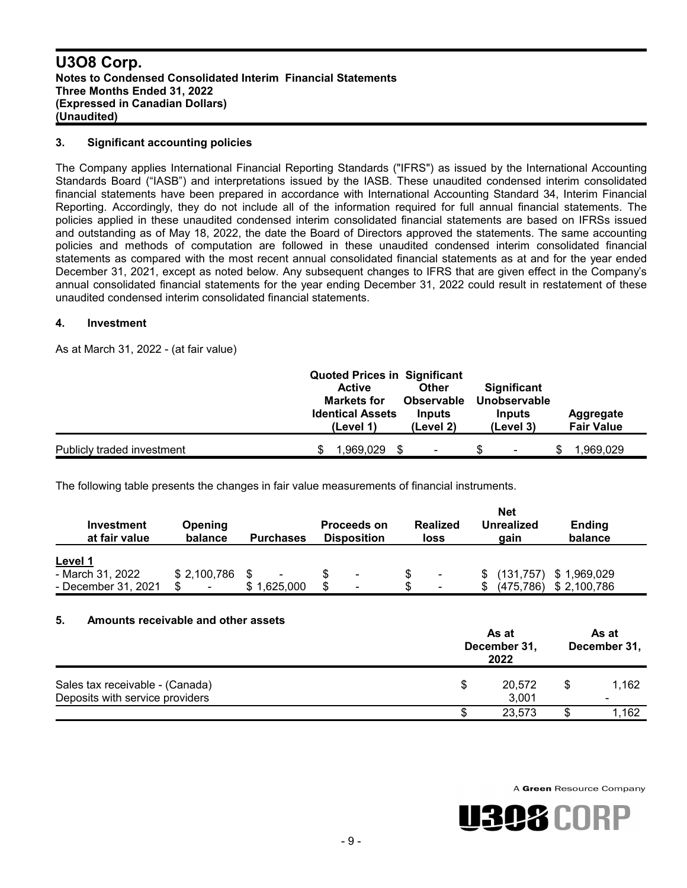### 3. Significant accounting policies

The Company applies International Financial Reporting Standards ("IFRS") as issued by the International Accounting Standards Board ("IASB") and interpretations issued by the IASB. These unaudited condensed interim consolidated financial statements have been prepared in accordance with International Accounting Standard 34, Interim Financial Reporting. Accordingly, they do not include all of the information required for full annual financial statements. The policies applied in these unaudited condensed interim consolidated financial statements are based on IFRSs issued and outstanding as of May 18, 2022, the date the Board of Directors approved the statements. The same accounting policies and methods of computation are followed in these unaudited condensed interim consolidated financial statements as compared with the most recent annual consolidated financial statements as at and for the year ended December 31, 2021, except as noted below. Any subsequent changes to IFRS that are given effect in the Company's annual consolidated financial statements for the year ending December 31, 2022 could result in restatement of these unaudited condensed interim consolidated financial statements.

### 4. Investment

As at March 31, 2022 - (at fair value)

| | Quoted Prices in Active Markets for Identical Assets (Level 1) | Significant Other Observable Inputs (Level 2) | Significant Unobservable Inputs (Level 3) | Aggregate Fair Value |
|---|---|---|---|---|
| Publicly traded investment | $ 1,969,029 | $ - | $ - | $ 1,969,029 |

The following table presents the changes in fair value measurements of financial instruments.

| Investment at fair value | Opening balance | Purchases | Proceeds on Disposition | Realized loss | Net Unrealized gain | Ending balance |
|---|---|---|---|---|---|---|
| **Level 1** | | | | | | |
| - March 31, 2022 | $ 2,100,786 | $ - | $ - | $ - | $ (131,757) | $ 1,969,029 |
| - December 31, 2021 | $ - | $ 1,625,000 | $ - | $ - | $ (475,786) | $ 2,100,786 |

### 5. Amounts receivable and other assets

| | As at December 31, 2022 | As at December 31, |
|---|---|---|
| Sales tax receivable - (Canada) | $ 20,572 | $ 1,162 |
| Deposits with service providers | 3,001 | - |
| | $ 23,573 | $ 1,162 |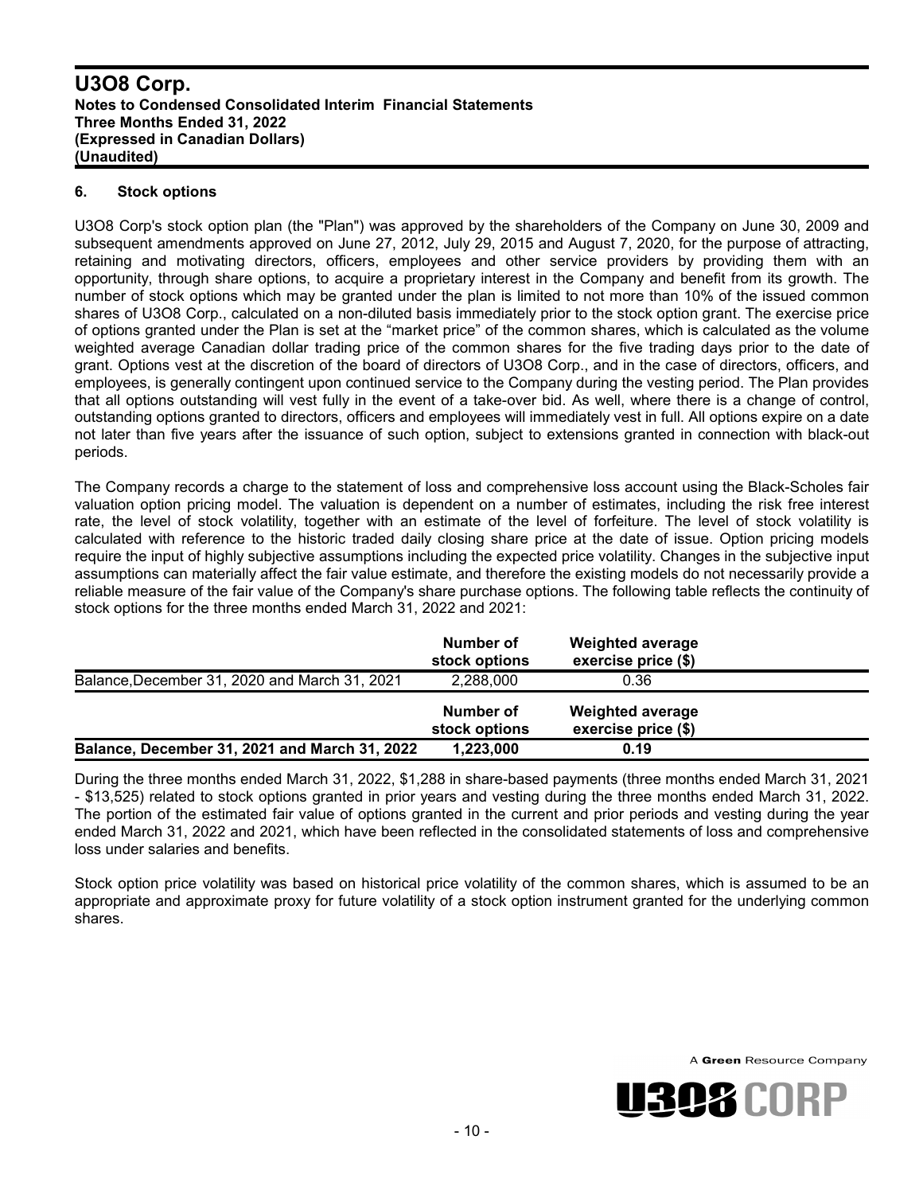## 6. Stock options

U3O8 Corp's stock option plan (the "Plan") was approved by the shareholders of the Company on June 30, 2009 and subsequent amendments approved on June 27, 2012, July 29, 2015 and August 7, 2020, for the purpose of attracting, retaining and motivating directors, officers, employees and other service providers by providing them with an opportunity, through share options, to acquire a proprietary interest in the Company and benefit from its growth. The number of stock options which may be granted under the plan is limited to not more than 10% of the issued common shares of U3O8 Corp., calculated on a non-diluted basis immediately prior to the stock option grant. The exercise price of options granted under the Plan is set at the "market price" of the common shares, which is calculated as the volume weighted average Canadian dollar trading price of the common shares for the five trading days prior to the date of grant. Options vest at the discretion of the board of directors of U3O8 Corp., and in the case of directors, officers, and employees, is generally contingent upon continued service to the Company during the vesting period. The Plan provides that all options outstanding will vest fully in the event of a take-over bid. As well, where there is a change of control, outstanding options granted to directors, officers and employees will immediately vest in full. All options expire on a date not later than five years after the issuance of such option, subject to extensions granted in connection with black-out periods.

The Company records a charge to the statement of loss and comprehensive loss account using the Black-Scholes fair valuation option pricing model. The valuation is dependent on a number of estimates, including the risk free interest rate, the level of stock volatility, together with an estimate of the level of forfeiture. The level of stock volatility is calculated with reference to the historic traded daily closing share price at the date of issue. Option pricing models require the input of highly subjective assumptions including the expected price volatility. Changes in the subjective input assumptions can materially affect the fair value estimate, and therefore the existing models do not necessarily provide a reliable measure of the fair value of the Company's share purchase options. The following table reflects the continuity of stock options for the three months ended March 31, 2022 and 2021:

| | Number of stock options | Weighted average exercise price ($) |
|---|---|---|
| Balance,December 31, 2020 and March 31, 2021 | 2,288,000 | 0.36 |
| | **Number of stock options** | **Weighted average exercise price ($)** |
| **Balance, December 31, 2021 and March 31, 2022** | **1,223,000** | **0.19** |

During the three months ended March 31, 2022, $1,288 in share-based payments (three months ended March 31, 2021 - $13,525) related to stock options granted in prior years and vesting during the three months ended March 31, 2022. The portion of the estimated fair value of options granted in the current and prior periods and vesting during the year ended March 31, 2022 and 2021, which have been reflected in the consolidated statements of loss and comprehensive loss under salaries and benefits.

Stock option price volatility was based on historical price volatility of the common shares, which is assumed to be an appropriate and approximate proxy for future volatility of a stock option instrument granted for the underlying common shares.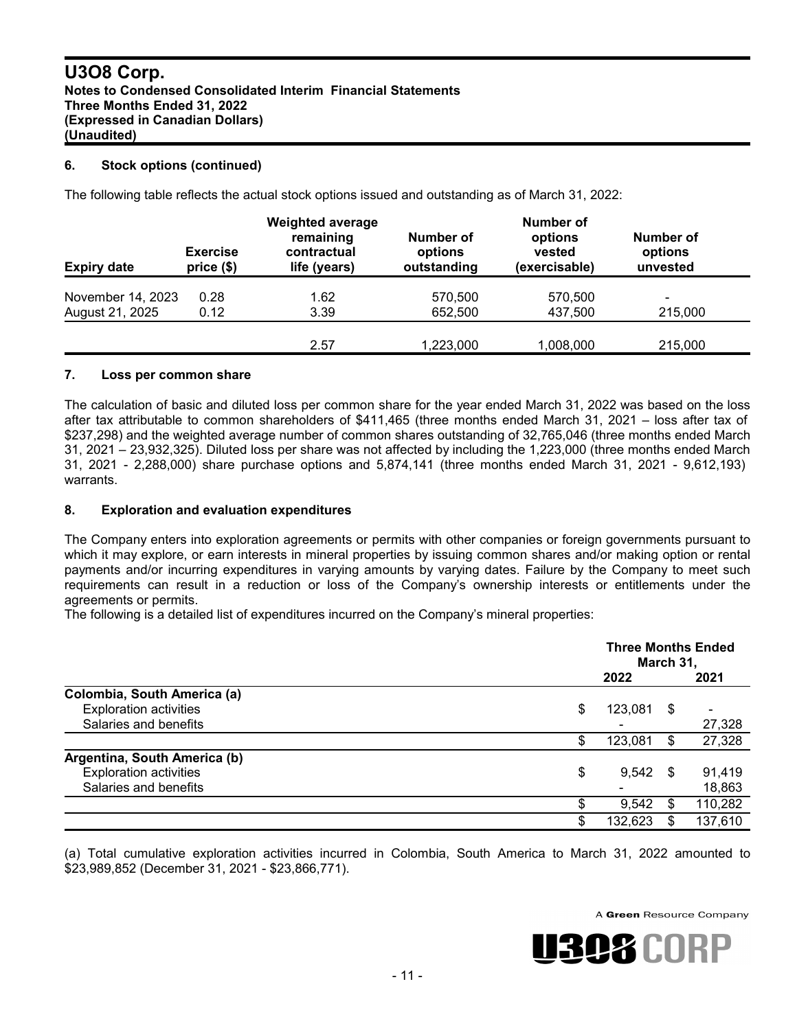## 6. Stock options (continued)

The following table reflects the actual stock options issued and outstanding as of March 31, 2022:

| Expiry date | Exercise price ($) | Weighted average remaining contractual life (years) | Number of options outstanding | Number of options vested (exercisable) | Number of options unvested |
|---|---|---|---|---|---|
| November 14, 2023 | 0.28 | 1.62 | 570,500 | 570,500 | - |
| August 21, 2025 | 0.12 | 3.39 | 652,500 | 437,500 | 215,000 |
| | | 2.57 | 1,223,000 | 1,008,000 | 215,000 |

## 7. Loss per common share

The calculation of basic and diluted loss per common share for the year ended March 31, 2022 was based on the loss after tax attributable to common shareholders of $411,465 (three months ended March 31, 2021 – loss after tax of $237,298) and the weighted average number of common shares outstanding of 32,765,046 (three months ended March 31, 2021 – 23,932,325). Diluted loss per share was not affected by including the 1,223,000 (three months ended March 31, 2021 - 2,288,000) share purchase options and 5,874,141 (three months ended March 31, 2021 - 9,612,193) warrants.

## 8. Exploration and evaluation expenditures

The Company enters into exploration agreements or permits with other companies or foreign governments pursuant to which it may explore, or earn interests in mineral properties by issuing common shares and/or making option or rental payments and/or incurring expenditures in varying amounts by varying dates. Failure by the Company to meet such requirements can result in a reduction or loss of the Company's ownership interests or entitlements under the agreements or permits.

The following is a detailed list of expenditures incurred on the Company's mineral properties:

| | Three Months Ended March 31, | |
|---|---|---|
| | 2022 | 2021 |
| **Colombia, South America (a)** | | |
| Exploration activities | $ 123,081 | $ - |
| Salaries and benefits | - | 27,328 |
| | $ 123,081 | $ 27,328 |
| **Argentina, South America (b)** | | |
| Exploration activities | $ 9,542 | $ 91,419 |
| Salaries and benefits | - | 18,863 |
| | $ 9,542 | $ 110,282 |
| | $ 132,623 | $ 137,610 |

(a) Total cumulative exploration activities incurred in Colombia, South America to March 31, 2022 amounted to $23,989,852 (December 31, 2021 - $23,866,771).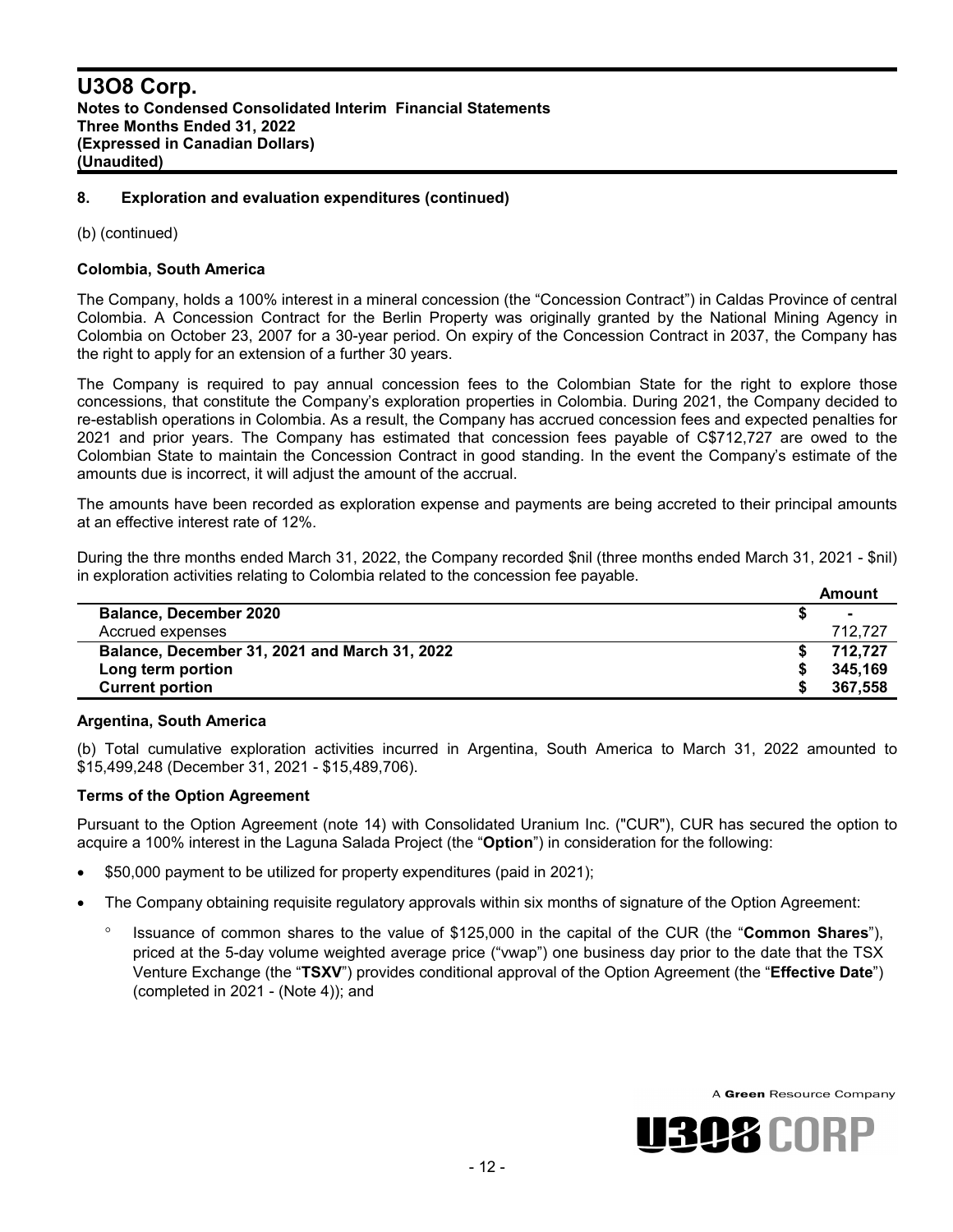## 8. Exploration and evaluation expenditures (continued)

(b) (continued)

**Colombia, South America**

The Company, holds a 100% interest in a mineral concession (the "Concession Contract") in Caldas Province of central Colombia. A Concession Contract for the Berlin Property was originally granted by the National Mining Agency in Colombia on October 23, 2007 for a 30-year period. On expiry of the Concession Contract in 2037, the Company has the right to apply for an extension of a further 30 years.

The Company is required to pay annual concession fees to the Colombian State for the right to explore those concessions, that constitute the Company's exploration properties in Colombia. During 2021, the Company decided to re-establish operations in Colombia. As a result, the Company has accrued concession fees and expected penalties for 2021 and prior years. The Company has estimated that concession fees payable of C$712,727 are owed to the Colombian State to maintain the Concession Contract in good standing. In the event the Company's estimate of the amounts due is incorrect, it will adjust the amount of the accrual.

The amounts have been recorded as exploration expense and payments are being accreted to their principal amounts at an effective interest rate of 12%.

During the thre months ended March 31, 2022, the Company recorded $nil (three months ended March 31, 2021 - $nil) in exploration activities relating to Colombia related to the concession fee payable.

| | Amount |
|---|---|
| **Balance, December 2020** | **$ -** |
| Accrued expenses | 712,727 |
| **Balance, December 31, 2021 and March 31, 2022** | **$ 712,727** |
| **Long term portion** | **$ 345,169** |
| **Current portion** | **$ 367,558** |

**Argentina, South America**

(b) Total cumulative exploration activities incurred in Argentina, South America to March 31, 2022 amounted to $15,499,248 (December 31, 2021 - $15,489,706).

**Terms of the Option Agreement**

Pursuant to the Option Agreement (note 14) with Consolidated Uranium Inc. ("CUR"), CUR has secured the option to acquire a 100% interest in the Laguna Salada Project (the "**Option**") in consideration for the following:

- $50,000 payment to be utilized for property expenditures (paid in 2021);
- The Company obtaining requisite regulatory approvals within six months of signature of the Option Agreement:
  - Issuance of common shares to the value of $125,000 in the capital of the CUR (the "**Common Shares**"), priced at the 5-day volume weighted average price ("vwap") one business day prior to the date that the TSX Venture Exchange (the "**TSXV**") provides conditional approval of the Option Agreement (the "**Effective Date**") (completed in 2021 - (Note 4)); and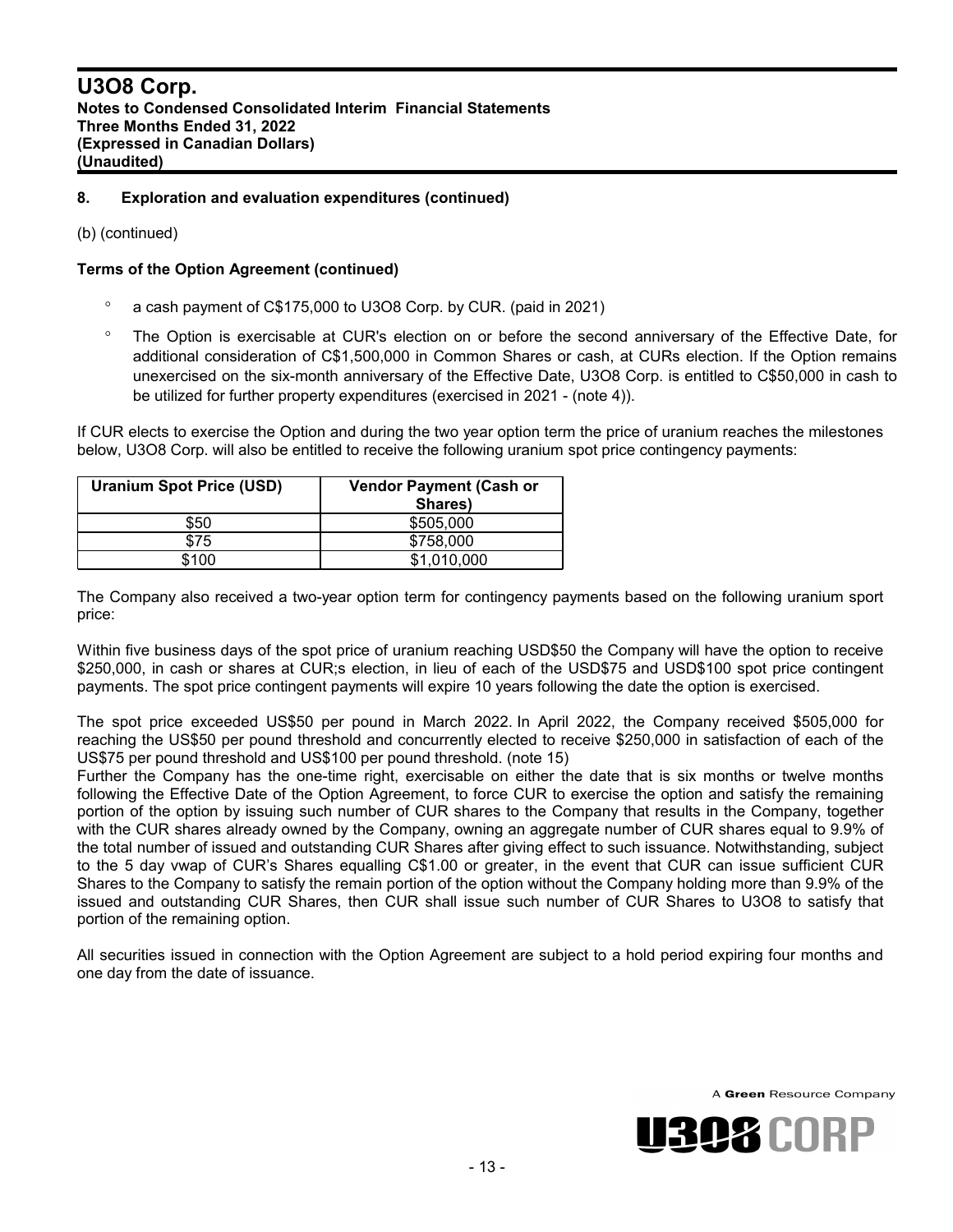## 8. Exploration and evaluation expenditures (continued)

(b) (continued)

**Terms of the Option Agreement (continued)**

- a cash payment of C$175,000 to U3O8 Corp. by CUR. (paid in 2021)
- The Option is exercisable at CUR's election on or before the second anniversary of the Effective Date, for additional consideration of C$1,500,000 in Common Shares or cash, at CURs election. If the Option remains unexercised on the six-month anniversary of the Effective Date, U3O8 Corp. is entitled to C$50,000 in cash to be utilized for further property expenditures (exercised in 2021 - (note 4)).

If CUR elects to exercise the Option and during the two year option term the price of uranium reaches the milestones below, U3O8 Corp. will also be entitled to receive the following uranium spot price contingency payments:

| Uranium Spot Price (USD) | Vendor Payment (Cash or Shares) |
|---|---|
| $50 | $505,000 |
| $75 | $758,000 |
| $100 | $1,010,000 |

The Company also received a two-year option term for contingency payments based on the following uranium sport price:

Within five business days of the spot price of uranium reaching USD$50 the Company will have the option to receive $250,000, in cash or shares at CUR;s election, in lieu of each of the USD$75 and USD$100 spot price contingent payments. The spot price contingent payments will expire 10 years following the date the option is exercised.

The spot price exceeded US$50 per pound in March 2022. In April 2022, the Company received $505,000 for reaching the US$50 per pound threshold and concurrently elected to receive $250,000 in satisfaction of each of the US$75 per pound threshold and US$100 per pound threshold. (note 15)

Further the Company has the one-time right, exercisable on either the date that is six months or twelve months following the Effective Date of the Option Agreement, to force CUR to exercise the option and satisfy the remaining portion of the option by issuing such number of CUR shares to the Company that results in the Company, together with the CUR shares already owned by the Company, owning an aggregate number of CUR shares equal to 9.9% of the total number of issued and outstanding CUR Shares after giving effect to such issuance. Notwithstanding, subject to the 5 day vwap of CUR's Shares equalling C$1.00 or greater, in the event that CUR can issue sufficient CUR Shares to the Company to satisfy the remain portion of the option without the Company holding more than 9.9% of the issued and outstanding CUR Shares, then CUR shall issue such number of CUR Shares to U3O8 to satisfy that portion of the remaining option.

All securities issued in connection with the Option Agreement are subject to a hold period expiring four months and one day from the date of issuance.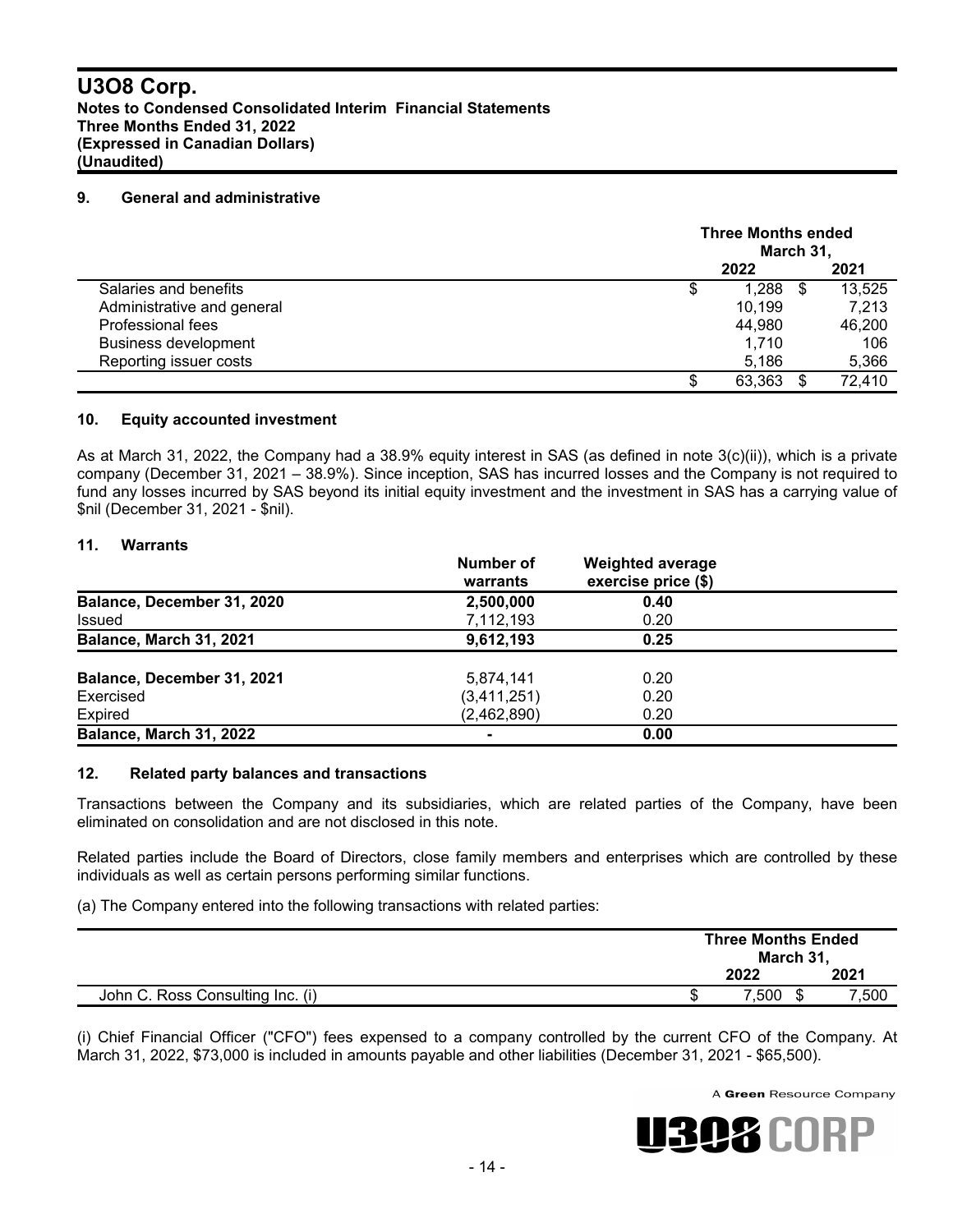## 9. General and administrative

| | Three Months ended March 31, | |
|---|---|---|
| | 2022 | 2021 |
| Salaries and benefits | $ 1,288 | $ 13,525 |
| Administrative and general | 10,199 | 7,213 |
| Professional fees | 44,980 | 46,200 |
| Business development | 1,710 | 106 |
| Reporting issuer costs | 5,186 | 5,366 |
| | $ 63,363 | $ 72,410 |

## 10. Equity accounted investment

As at March 31, 2022, the Company had a 38.9% equity interest in SAS (as defined in note 3(c)(ii)), which is a private company (December 31, 2021 – 38.9%). Since inception, SAS has incurred losses and the Company is not required to fund any losses incurred by SAS beyond its initial equity investment and the investment in SAS has a carrying value of $nil (December 31, 2021 - $nil).

## 11. Warrants

| | Number of warrants | Weighted average exercise price ($) |
|---|---|---|
| **Balance, December 31, 2020** | **2,500,000** | **0.40** |
| Issued | 7,112,193 | 0.20 |
| **Balance, March 31, 2021** | **9,612,193** | **0.25** |
| **Balance, December 31, 2021** | 5,874,141 | 0.20 |
| Exercised | (3,411,251) | 0.20 |
| Expired | (2,462,890) | 0.20 |
| **Balance, March 31, 2022** | **-** | **0.00** |

## 12. Related party balances and transactions

Transactions between the Company and its subsidiaries, which are related parties of the Company, have been eliminated on consolidation and are not disclosed in this note.

Related parties include the Board of Directors, close family members and enterprises which are controlled by these individuals as well as certain persons performing similar functions.

(a) The Company entered into the following transactions with related parties:

| | Three Months Ended March 31, | |
|---|---|---|
| | 2022 | 2021 |
| John C. Ross Consulting Inc. (i) | $ 7,500 | $ 7,500 |

(i) Chief Financial Officer ("CFO") fees expensed to a company controlled by the current CFO of the Company. At March 31, 2022, $73,000 is included in amounts payable and other liabilities (December 31, 2021 - $65,500).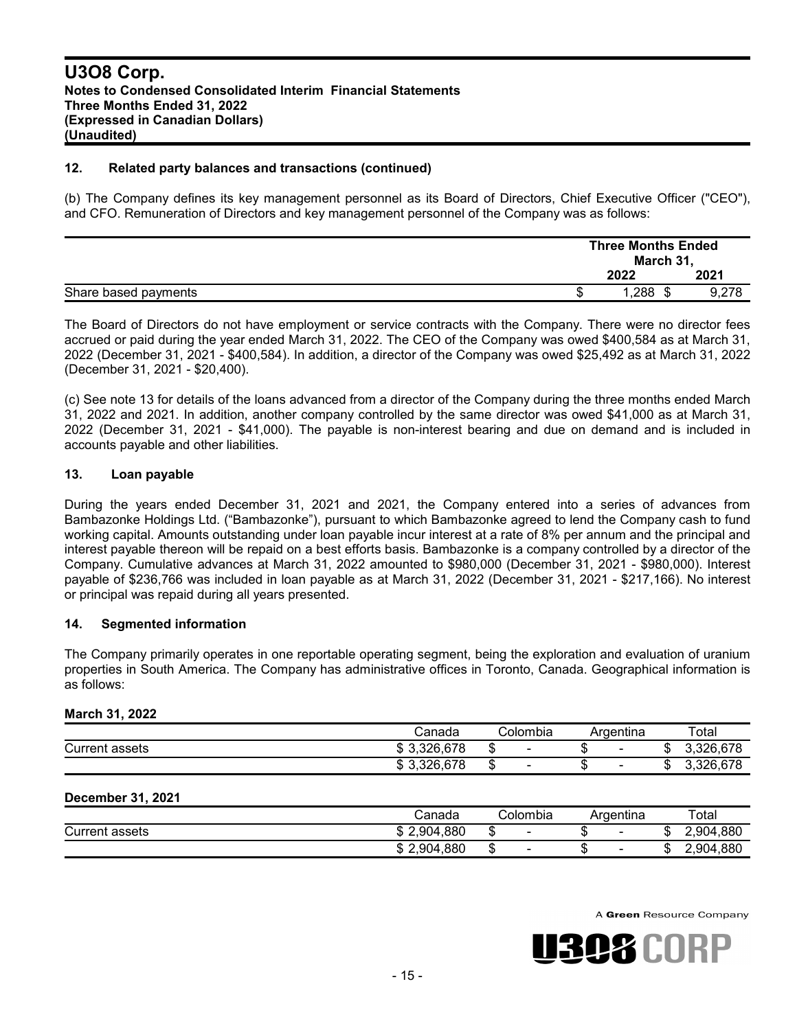## 12. Related party balances and transactions (continued)

(b) The Company defines its key management personnel as its Board of Directors, Chief Executive Officer ("CEO"), and CFO. Remuneration of Directors and key management personnel of the Company was as follows:

| | Three Months Ended March 31, | |
|---|---|---|
| | 2022 | 2021 |
| Share based payments | $ 1,288 | $ 9,278 |

The Board of Directors do not have employment or service contracts with the Company. There were no director fees accrued or paid during the year ended March 31, 2022. The CEO of the Company was owed $400,584 as at March 31, 2022 (December 31, 2021 - $400,584). In addition, a director of the Company was owed $25,492 as at March 31, 2022 (December 31, 2021 - $20,400).

(c) See note 13 for details of the loans advanced from a director of the Company during the three months ended March 31, 2022 and 2021. In addition, another company controlled by the same director was owed $41,000 as at March 31, 2022 (December 31, 2021 - $41,000). The payable is non-interest bearing and due on demand and is included in accounts payable and other liabilities.

## 13. Loan payable

During the years ended December 31, 2021 and 2021, the Company entered into a series of advances from Bambazonke Holdings Ltd. ("Bambazonke"), pursuant to which Bambazonke agreed to lend the Company cash to fund working capital. Amounts outstanding under loan payable incur interest at a rate of 8% per annum and the principal and interest payable thereon will be repaid on a best efforts basis. Bambazonke is a company controlled by a director of the Company. Cumulative advances at March 31, 2022 amounted to $980,000 (December 31, 2021 - $980,000). Interest payable of $236,766 was included in loan payable as at March 31, 2022 (December 31, 2021 - $217,166). No interest or principal was repaid during all years presented.

## 14. Segmented information

The Company primarily operates in one reportable operating segment, being the exploration and evaluation of uranium properties in South America. The Company has administrative offices in Toronto, Canada. Geographical information is as follows:

**March 31, 2022**

| | Canada | Colombia | Argentina | Total |
|---|---|---|---|---|
| Current assets | $ 3,326,678 | $ - | $ - | $ 3,326,678 |
| | $ 3,326,678 | $ - | $ - | $ 3,326,678 |

**December 31, 2021**

| | Canada | Colombia | Argentina | Total |
|---|---|---|---|---|
| Current assets | $ 2,904,880 | $ - | $ - | $ 2,904,880 |
| | $ 2,904,880 | $ - | $ - | $ 2,904,880 |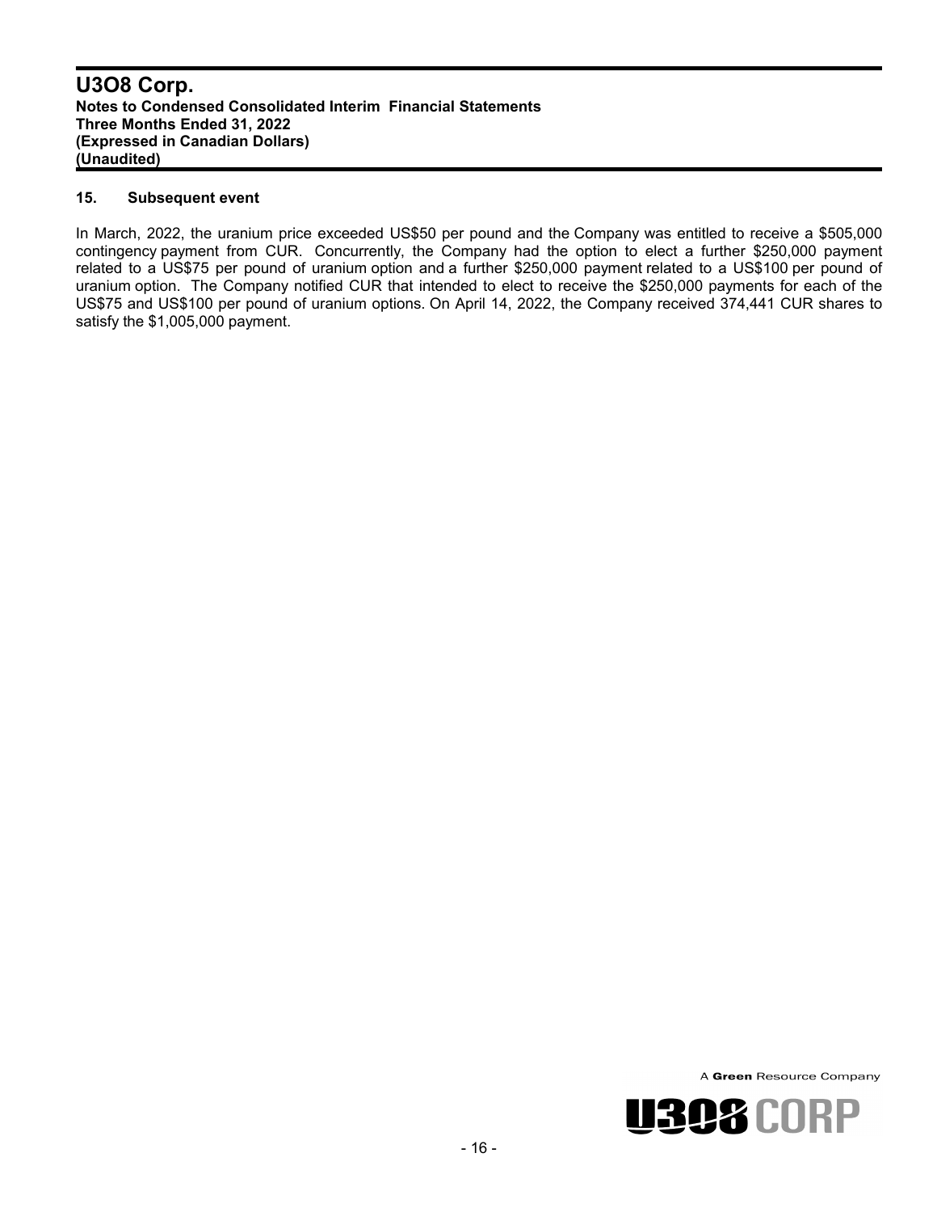## 15. Subsequent event

In March, 2022, the uranium price exceeded US$50 per pound and the Company was entitled to receive a $505,000 contingency payment from CUR. Concurrently, the Company had the option to elect a further $250,000 payment related to a US$75 per pound of uranium option and a further $250,000 payment related to a US$100 per pound of uranium option. The Company notified CUR that intended to elect to receive the $250,000 payments for each of the US$75 and US$100 per pound of uranium options. On April 14, 2022, the Company received 374,441 CUR shares to satisfy the $1,005,000 payment.